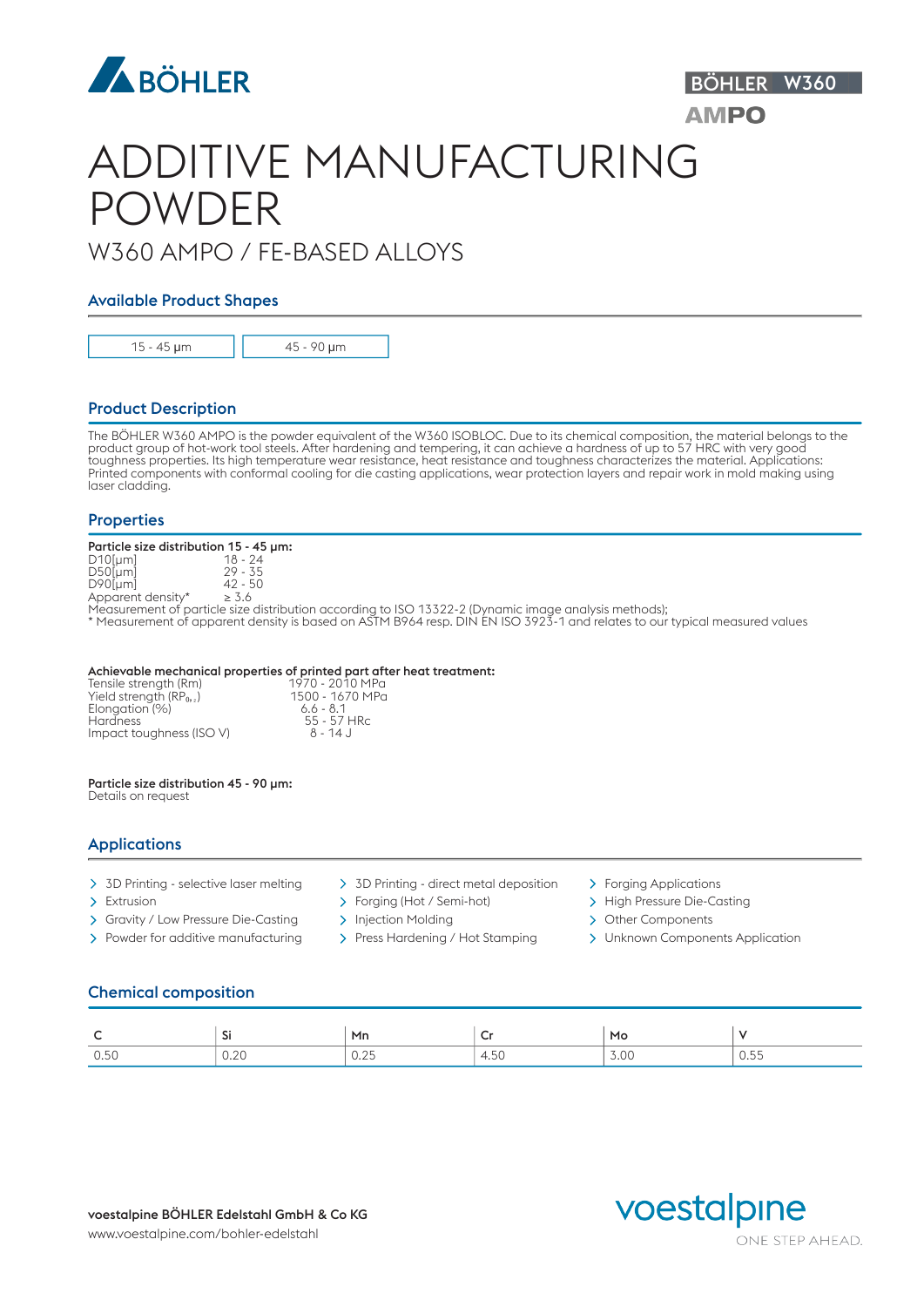BÖHLER

BÖHLER W360
AMPO

# ADDITIVE MANUFACTURING POWDER

W360 AMPO / FE-BASED ALLOYS

## Available Product Shapes

| 15 - 45 µm | 45 - 90 µm |
|---|---|

## Product Description

The BÖHLER W360 AMPO is the powder equivalent of the W360 ISOBLOC. Due to its chemical composition, the material belongs to the product group of hot-work tool steels. After hardening and tempering, it can achieve a hardness of up to 57 HRC with very good toughness properties. Its high temperature wear resistance, heat resistance and toughness characterizes the material. Applications: Printed components with conformal cooling for die casting applications, wear protection layers and repair work in mold making using laser cladding.

## Properties

**Particle size distribution 15 - 45 µm:**

| | |
|---|---|
| D10[µm] | 18 - 24 |
| D50[µm] | 29 - 35 |
| D90[µm] | 42 - 50 |
| Apparent density* | ≥ 3.6 |

Measurement of particle size distribution according to ISO 13322-2 (Dynamic image analysis methods);
* Measurement of apparent density is based on ASTM B964 resp. DIN EN ISO 3923-1 and relates to our typical measured values

**Achievable mechanical properties of printed part after heat treatment:**

| | |
|---|---|
| Tensile strength (Rm) | 1970 - 2010 MPa |
| Yield strength ($RP_{0,2}$) | 1500 - 1670 MPa |
| Elongation (%) | 6.6 - 8.1 |
| Hardness | 55 - 57 HRc |
| Impact toughness (ISO V) | 8 - 14 J |

**Particle size distribution 45 - 90 µm:**
Details on request

## Applications

- 3D Printing - selective laser melting
- Extrusion
- Gravity / Low Pressure Die-Casting
- Powder for additive manufacturing
- 3D Printing - direct metal deposition
- Forging (Hot / Semi-hot)
- Injection Molding
- Press Hardening / Hot Stamping
- Forging Applications
- High Pressure Die-Casting
- Other Components
- Unknown Components Application

## Chemical composition

| C | Si | Mn | Cr | Mo | V |
|---|---|---|---|---|---|
| 0.50 | 0.20 | 0.25 | 4.50 | 3.00 | 0.55 |

**voestalpine BÖHLER Edelstahl GmbH & Co KG**
www.voestalpine.com/bohler-edelstahl

voestalpine
ONE STEP AHEAD.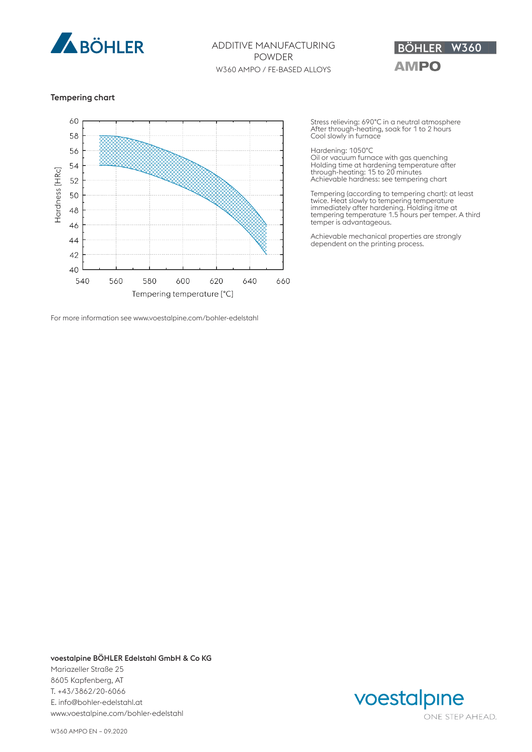## Tempering chart

Hardness [HRc]

60
58
56
54
52
50
48
46
44
42
40

540 560 580 600 620 640 660

Tempering temperature [°C]

Stress relieving: 690°C in a neutral atmosphere
After through-heating, soak for 1 to 2 hours
Cool slowly in furnace

Hardening: 1050°C
Oil or vacuum furnace with gas quenching
Holding time at hardening temperature after through-heating: 15 to 20 minutes
Achievable hardness: see tempering chart

Tempering (according to tempering chart): at least twice. Heat slowly to tempering temperature immediately after hardening. Holding itme at tempering temperature 1.5 hours per temper. A third temper is advantageous.

Achievable mechanical properties are strongly dependent on the printing process.

For more information see www.voestalpine.com/bohler-edelstahl

**voestalpine BÖHLER Edelstahl GmbH & Co KG**
Mariazeller Straße 25
8605 Kapfenberg, AT
T. +43/3862/20-6066
E. info@bohler-edelstahl.at
www.voestalpine.com/bohler-edelstahl

voestalpine
ONE STEP AHEAD.

W360 AMPO EN – 09.2020